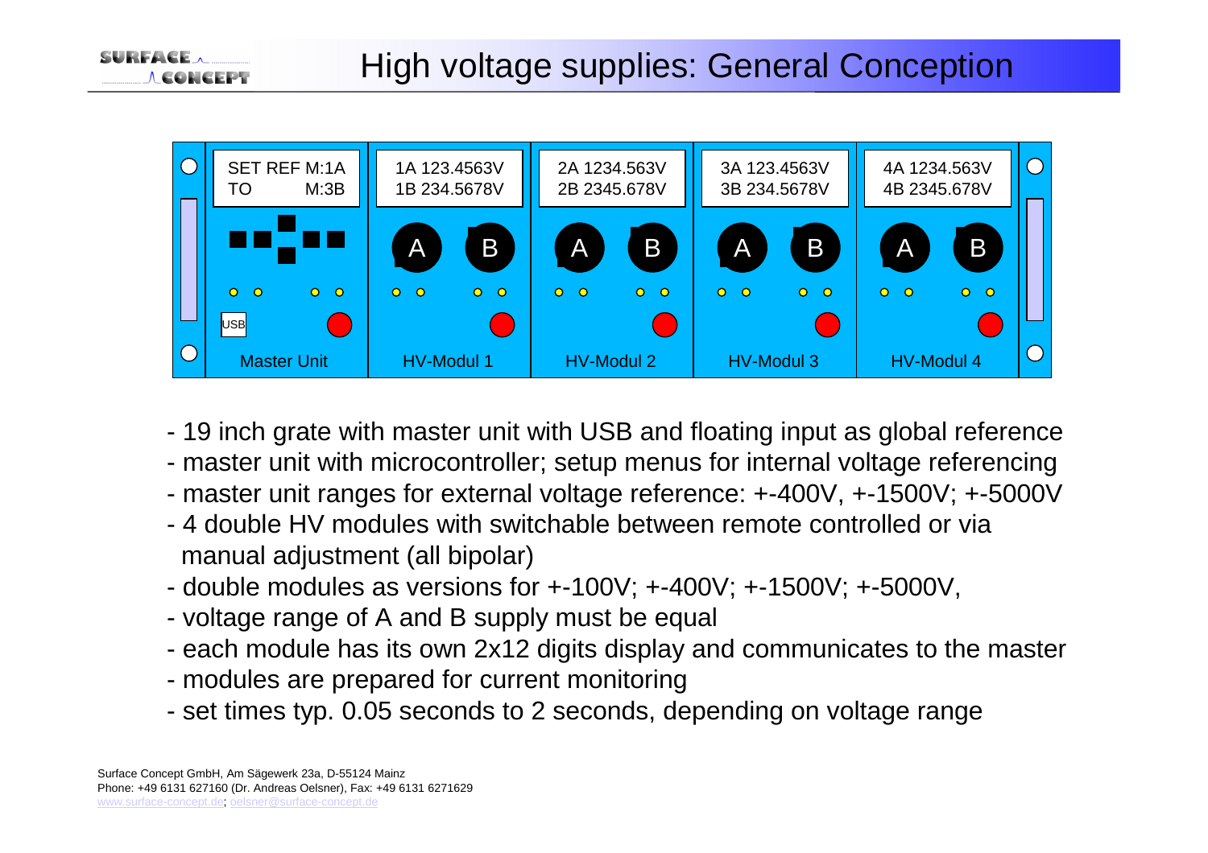# High voltage supplies: General Conception

| Master Unit | HV-Modul 1 | HV-Modul 2 | HV-Modul 3 | HV-Modul 4 |
| --- | --- | --- | --- | --- |
| SET REF M:1A TO M:3B | 1A 123.4563V 1B 234.5678V | 2A 1234.563V 2B 2345.678V | 3A 123.4563V 3B 234.5678V | 4A 1234.563V 4B 2345.678V |
| USB | A B | A B | A B | A B |

- 19 inch grate with master unit with USB and floating input as global reference
- master unit with microcontroller; setup menus for internal voltage referencing
- master unit ranges for external voltage reference: +-400V, +-1500V; +-5000V
- 4 double HV modules with switchable between remote controlled or via manual adjustment (all bipolar)
- double modules as versions for +-100V; +-400V; +-1500V; +-5000V,
- voltage range of A and B supply must be equal
- each module has its own 2x12 digits display and communicates to the master
- modules are prepared for current monitoring
- set times typ. 0.05 seconds to 2 seconds, depending on voltage range

Surface Concept GmbH, Am Sägewerk 23a, D-55124 Mainz
Phone: +49 6131 627160 (Dr. Andreas Oelsner), Fax: +49 6131 6271629
www.surface-concept.de; oelsner@surface-concept.de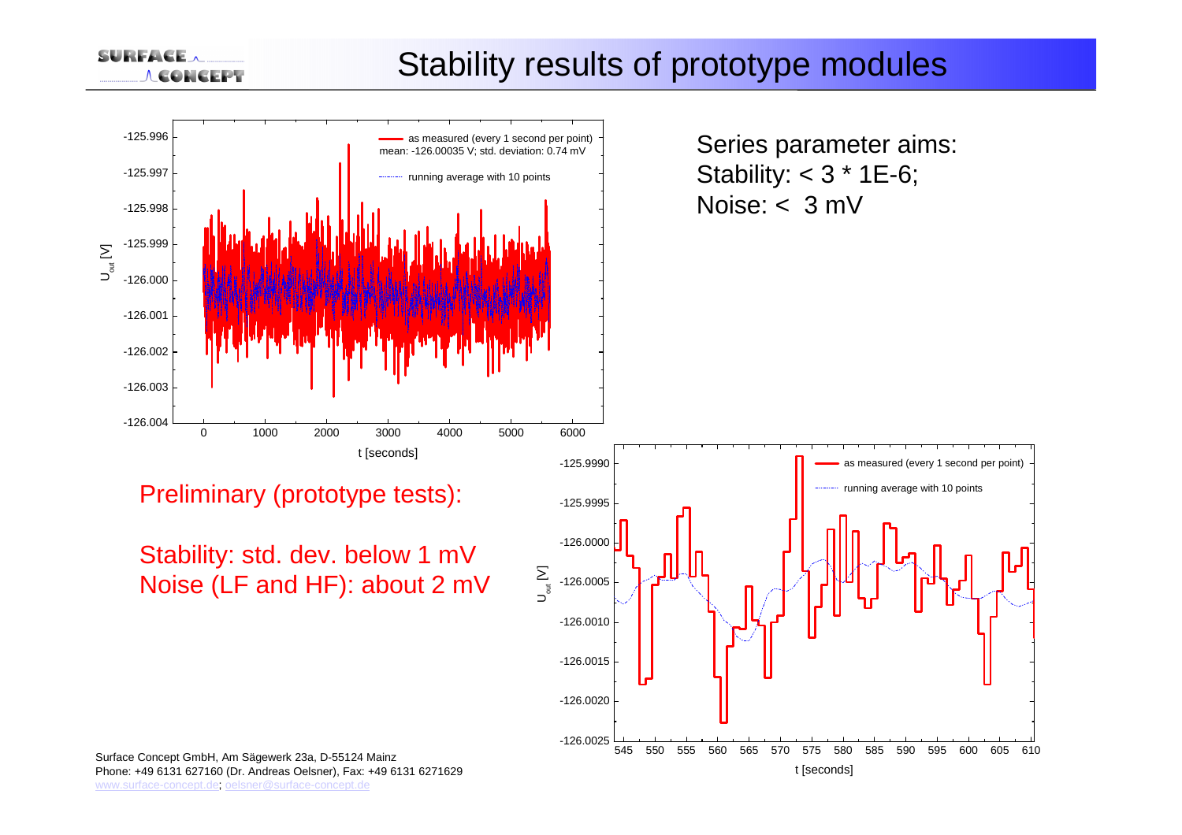# Stability results of prototype modules

-125.996
-125.997
-125.998
-125.999
-126.000
-126.001
-126.002
-126.003
-126.004

$U_{out}$ [V]

0 1000 2000 3000 4000 5000 6000

t [seconds]

as measured (every 1 second per point)
mean: -126.00035 V; std. deviation: 0.74 mV

running average with 10 points

Series parameter aims:
Stability: < 3 * 1E-6;
Noise: < 3 mV

Preliminary (prototype tests):

Stability: std. dev. below 1 mV
Noise (LF and HF): about 2 mV

-125.9990
-125.9995
-126.0000
-126.0005
-126.0010
-126.0015
-126.0020
-126.0025

$U_{out}$ [V]

545 550 555 560 565 570 575 580 585 590 595 600 605 610

t [seconds]

as measured (every 1 second per point)

running average with 10 points

Surface Concept GmbH, Am Sägewerk 23a, D-55124 Mainz
Phone: +49 6131 627160 (Dr. Andreas Oelsner), Fax: +49 6131 6271629
www.surface-concept.de; oelsner@surface-concept.de